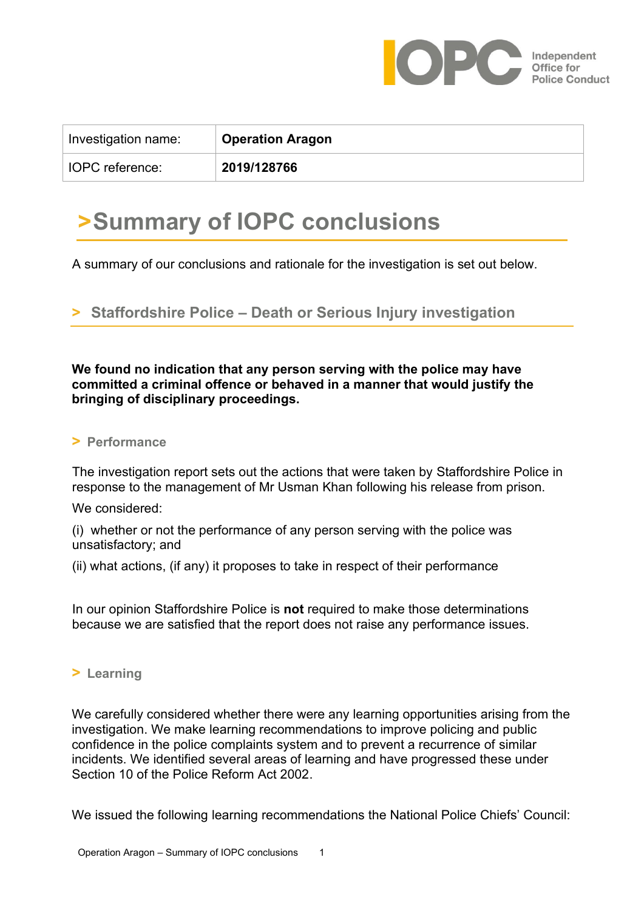| Investigation name: | **Operation Aragon** |
| --- | --- |
| IOPC reference: | **2019/128766** |

# >Summary of IOPC conclusions

A summary of our conclusions and rationale for the investigation is set out below.

## > Staffordshire Police – Death or Serious Injury investigation

**We found no indication that any person serving with the police may have committed a criminal offence or behaved in a manner that would justify the bringing of disciplinary proceedings.**

### > Performance

The investigation report sets out the actions that were taken by Staffordshire Police in response to the management of Mr Usman Khan following his release from prison.

We considered:

(i) whether or not the performance of any person serving with the police was unsatisfactory; and

(ii) what actions, (if any) it proposes to take in respect of their performance

In our opinion Staffordshire Police is **not** required to make those determinations because we are satisfied that the report does not raise any performance issues.

### > Learning

We carefully considered whether there were any learning opportunities arising from the investigation. We make learning recommendations to improve policing and public confidence in the police complaints system and to prevent a recurrence of similar incidents. We identified several areas of learning and have progressed these under Section 10 of the Police Reform Act 2002.

We issued the following learning recommendations the National Police Chiefs' Council: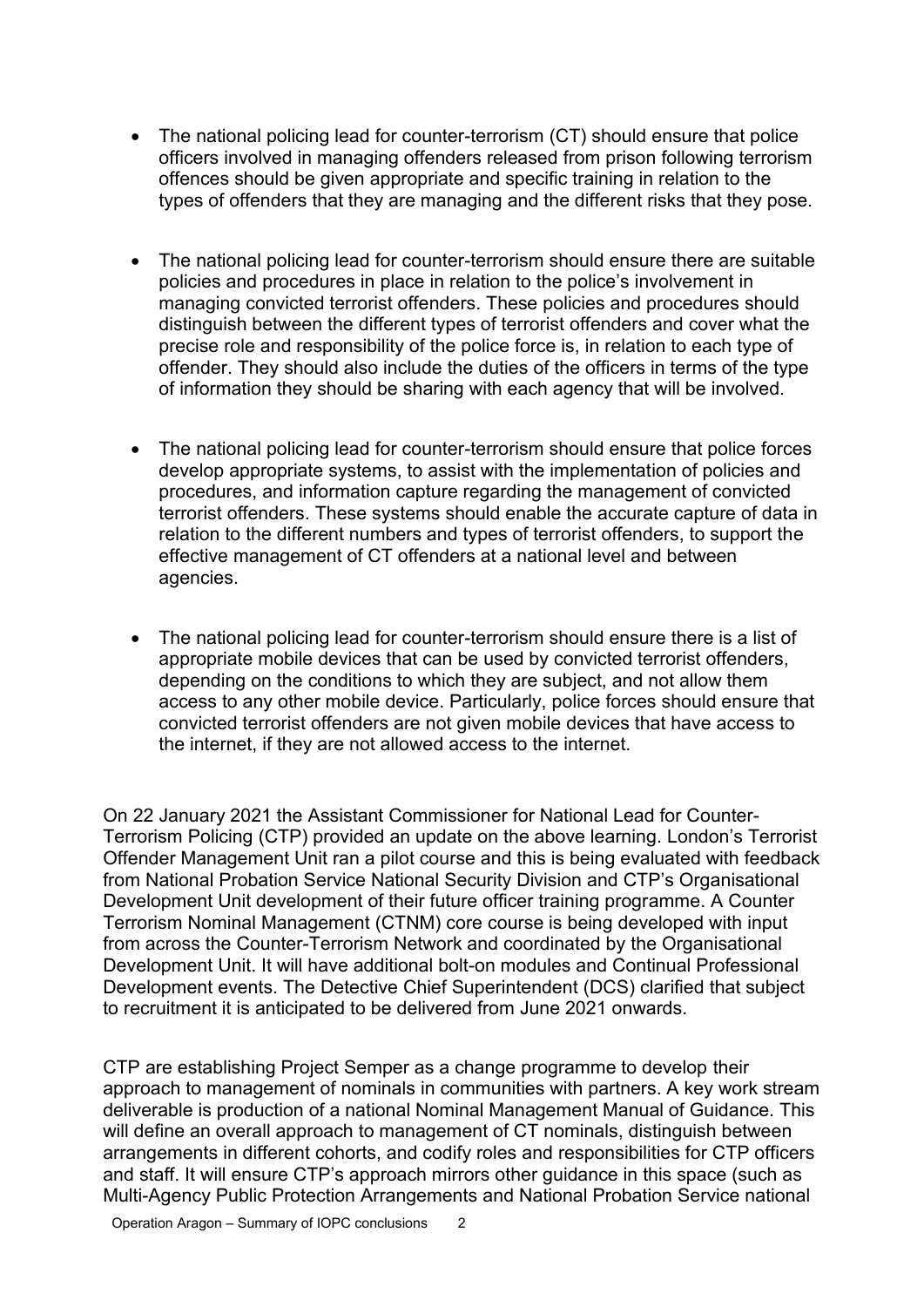- The national policing lead for counter-terrorism (CT) should ensure that police officers involved in managing offenders released from prison following terrorism offences should be given appropriate and specific training in relation to the types of offenders that they are managing and the different risks that they pose.

- The national policing lead for counter-terrorism should ensure there are suitable policies and procedures in place in relation to the police's involvement in managing convicted terrorist offenders. These policies and procedures should distinguish between the different types of terrorist offenders and cover what the precise role and responsibility of the police force is, in relation to each type of offender. They should also include the duties of the officers in terms of the type of information they should be sharing with each agency that will be involved.

- The national policing lead for counter-terrorism should ensure that police forces develop appropriate systems, to assist with the implementation of policies and procedures, and information capture regarding the management of convicted terrorist offenders. These systems should enable the accurate capture of data in relation to the different numbers and types of terrorist offenders, to support the effective management of CT offenders at a national level and between agencies.

- The national policing lead for counter-terrorism should ensure there is a list of appropriate mobile devices that can be used by convicted terrorist offenders, depending on the conditions to which they are subject, and not allow them access to any other mobile device. Particularly, police forces should ensure that convicted terrorist offenders are not given mobile devices that have access to the internet, if they are not allowed access to the internet.

On 22 January 2021 the Assistant Commissioner for National Lead for Counter-Terrorism Policing (CTP) provided an update on the above learning. London's Terrorist Offender Management Unit ran a pilot course and this is being evaluated with feedback from National Probation Service National Security Division and CTP's Organisational Development Unit development of their future officer training programme. A Counter Terrorism Nominal Management (CTNM) core course is being developed with input from across the Counter-Terrorism Network and coordinated by the Organisational Development Unit. It will have additional bolt-on modules and Continual Professional Development events. The Detective Chief Superintendent (DCS) clarified that subject to recruitment it is anticipated to be delivered from June 2021 onwards.

CTP are establishing Project Semper as a change programme to develop their approach to management of nominals in communities with partners. A key work stream deliverable is production of a national Nominal Management Manual of Guidance. This will define an overall approach to management of CT nominals, distinguish between arrangements in different cohorts, and codify roles and responsibilities for CTP officers and staff. It will ensure CTP's approach mirrors other guidance in this space (such as Multi-Agency Public Protection Arrangements and National Probation Service national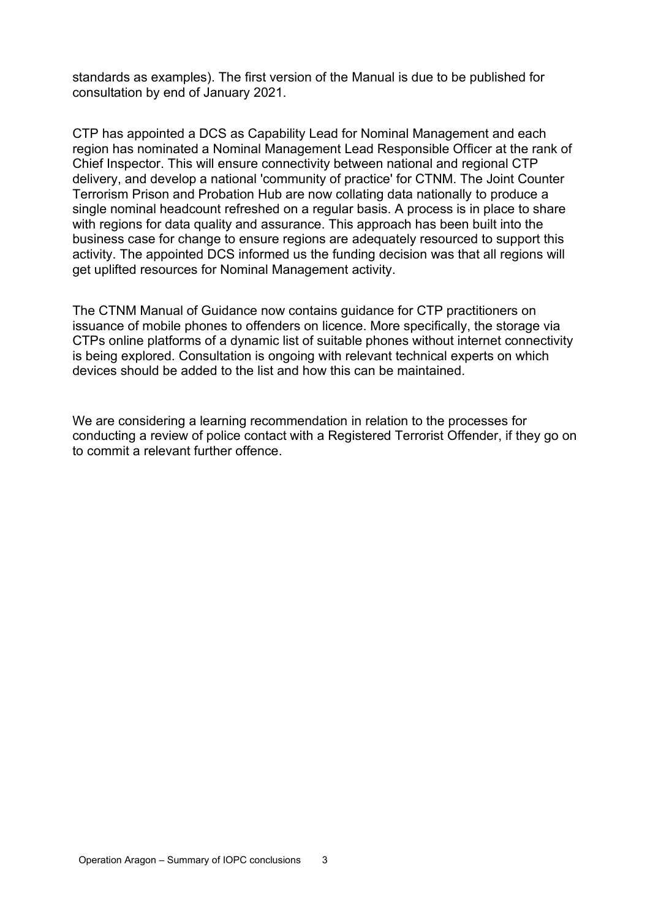standards as examples). The first version of the Manual is due to be published for consultation by end of January 2021.

CTP has appointed a DCS as Capability Lead for Nominal Management and each region has nominated a Nominal Management Lead Responsible Officer at the rank of Chief Inspector. This will ensure connectivity between national and regional CTP delivery, and develop a national 'community of practice' for CTNM. The Joint Counter Terrorism Prison and Probation Hub are now collating data nationally to produce a single nominal headcount refreshed on a regular basis. A process is in place to share with regions for data quality and assurance. This approach has been built into the business case for change to ensure regions are adequately resourced to support this activity. The appointed DCS informed us the funding decision was that all regions will get uplifted resources for Nominal Management activity.

The CTNM Manual of Guidance now contains guidance for CTP practitioners on issuance of mobile phones to offenders on licence. More specifically, the storage via CTPs online platforms of a dynamic list of suitable phones without internet connectivity is being explored. Consultation is ongoing with relevant technical experts on which devices should be added to the list and how this can be maintained.

We are considering a learning recommendation in relation to the processes for conducting a review of police contact with a Registered Terrorist Offender, if they go on to commit a relevant further offence.